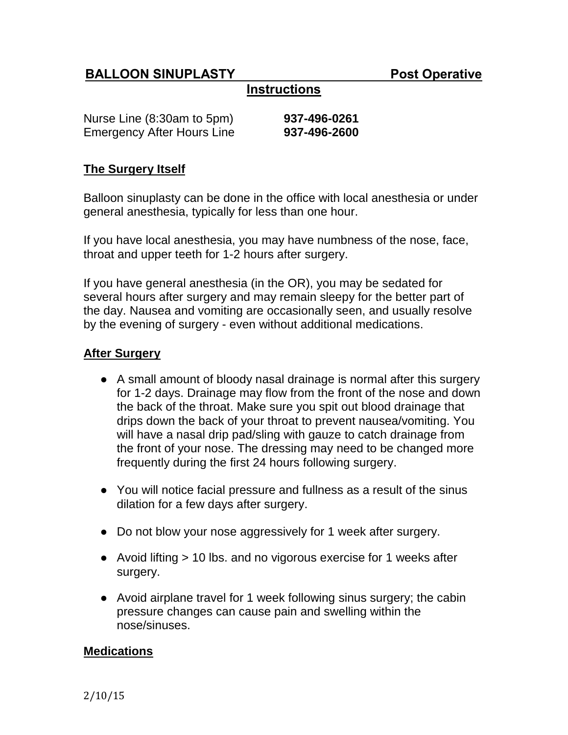# BALLOON SINUPLASTY Post Operative Instructions

Nurse Line (8:30am to 5pm) **937-496-0261**
Emergency After Hours Line **937-496-2600**

## The Surgery Itself

Balloon sinuplasty can be done in the office with local anesthesia or under general anesthesia, typically for less than one hour.

If you have local anesthesia, you may have numbness of the nose, face, throat and upper teeth for 1-2 hours after surgery.

If you have general anesthesia (in the OR), you may be sedated for several hours after surgery and may remain sleepy for the better part of the day. Nausea and vomiting are occasionally seen, and usually resolve by the evening of surgery - even without additional medications.

## After Surgery

- A small amount of bloody nasal drainage is normal after this surgery for 1-2 days. Drainage may flow from the front of the nose and down the back of the throat. Make sure you spit out blood drainage that drips down the back of your throat to prevent nausea/vomiting. You will have a nasal drip pad/sling with gauze to catch drainage from the front of your nose. The dressing may need to be changed more frequently during the first 24 hours following surgery.
- You will notice facial pressure and fullness as a result of the sinus dilation for a few days after surgery.
- Do not blow your nose aggressively for 1 week after surgery.
- Avoid lifting > 10 lbs. and no vigorous exercise for 1 weeks after surgery.
- Avoid airplane travel for 1 week following sinus surgery; the cabin pressure changes can cause pain and swelling within the nose/sinuses.

## Medications

2/10/15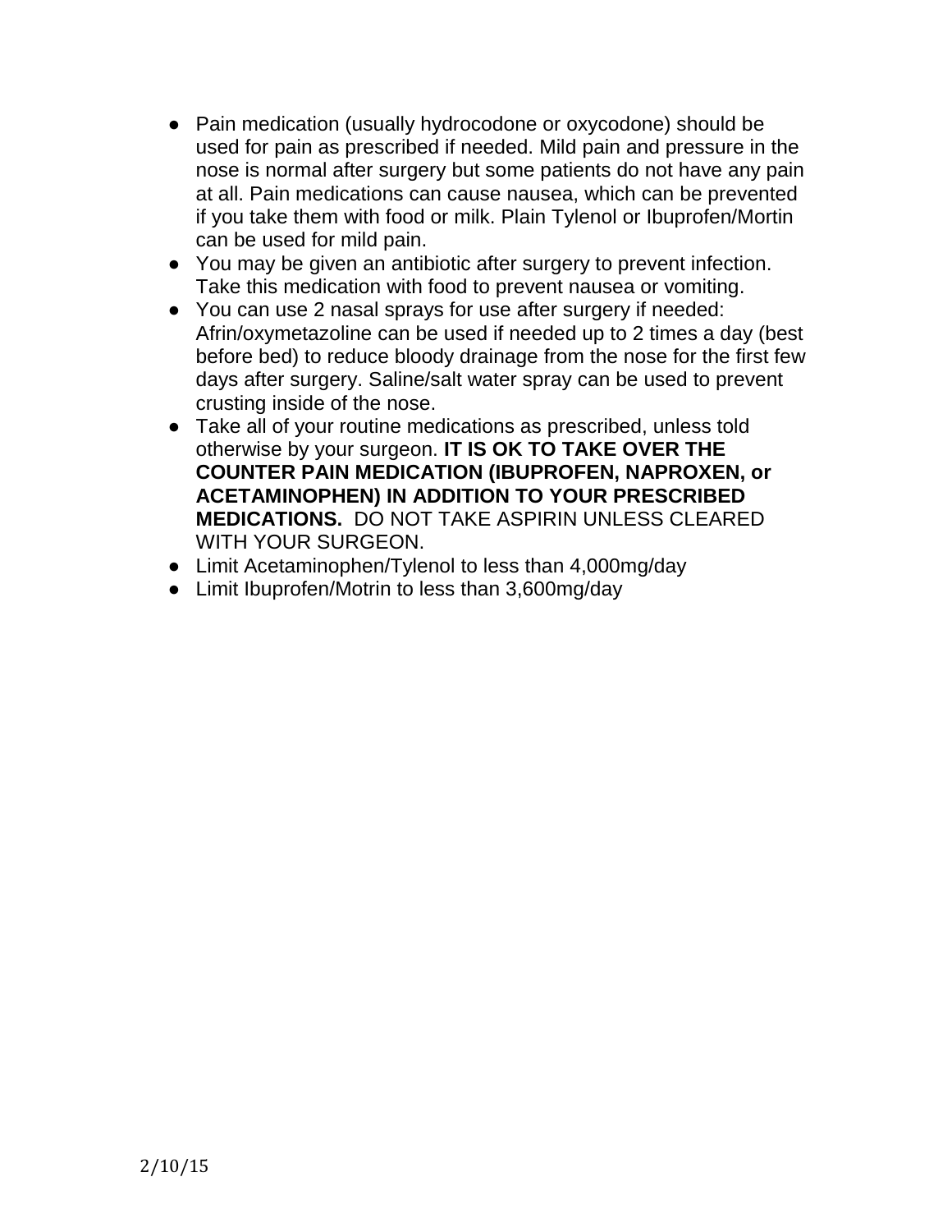- Pain medication (usually hydrocodone or oxycodone) should be used for pain as prescribed if needed. Mild pain and pressure in the nose is normal after surgery but some patients do not have any pain at all. Pain medications can cause nausea, which can be prevented if you take them with food or milk. Plain Tylenol or Ibuprofen/Mortin can be used for mild pain.
- You may be given an antibiotic after surgery to prevent infection. Take this medication with food to prevent nausea or vomiting.
- You can use 2 nasal sprays for use after surgery if needed: Afrin/oxymetazoline can be used if needed up to 2 times a day (best before bed) to reduce bloody drainage from the nose for the first few days after surgery. Saline/salt water spray can be used to prevent crusting inside of the nose.
- Take all of your routine medications as prescribed, unless told otherwise by your surgeon. **IT IS OK TO TAKE OVER THE COUNTER PAIN MEDICATION (IBUPROFEN, NAPROXEN, or ACETAMINOPHEN) IN ADDITION TO YOUR PRESCRIBED MEDICATIONS.** DO NOT TAKE ASPIRIN UNLESS CLEARED WITH YOUR SURGEON.
- Limit Acetaminophen/Tylenol to less than 4,000mg/day
- Limit Ibuprofen/Motrin to less than 3,600mg/day

2/10/15